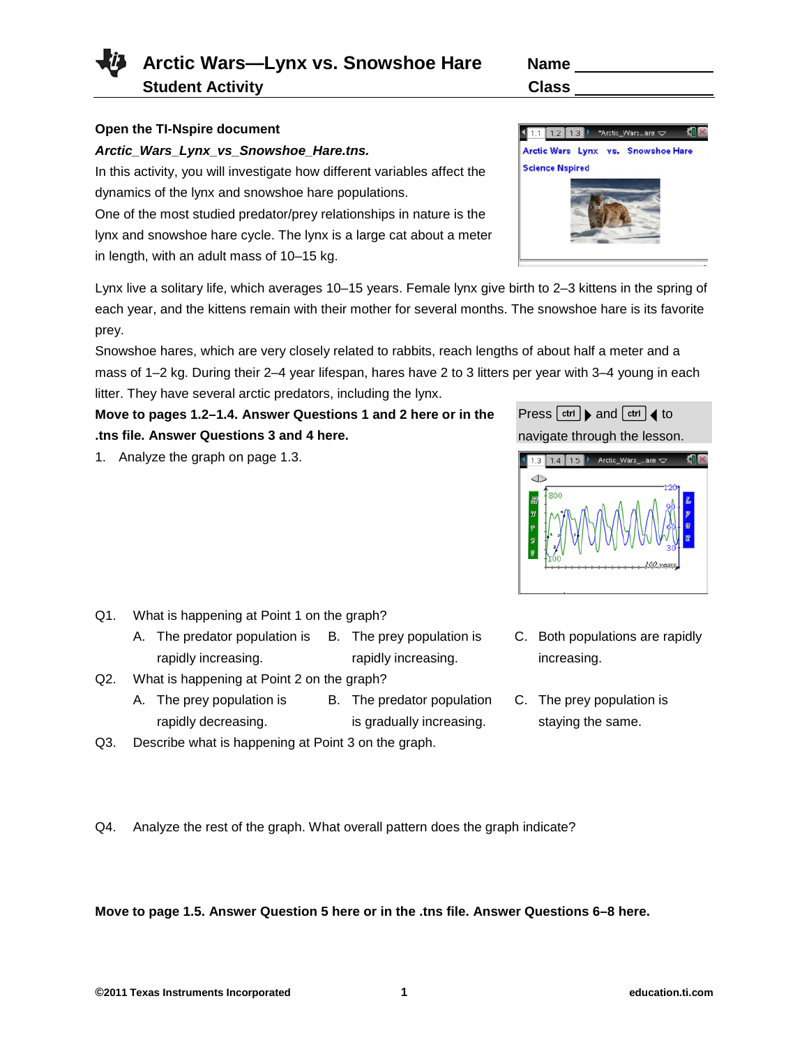# Arctic Wars—Lynx vs. Snowshoe Hare

## Student Activity

Name ________________

Class ________________

**Open the TI-Nspire document** ***Arctic_Wars_Lynx_vs_Snowshoe_Hare.tns.***

In this activity, you will investigate how different variables affect the dynamics of the lynx and snowshoe hare populations.

One of the most studied predator/prey relationships in nature is the lynx and snowshoe hare cycle. The lynx is a large cat about a meter in length, with an adult mass of 10–15 kg.

Lynx live a solitary life, which averages 10–15 years. Female lynx give birth to 2–3 kittens in the spring of each year, and the kittens remain with their mother for several months. The snowshoe hare is its favorite prey.

Snowshoe hares, which are very closely related to rabbits, reach lengths of about half a meter and a mass of 1–2 kg. During their 2–4 year lifespan, hares have 2 to 3 litters per year with 3–4 young in each litter. They have several arctic predators, including the lynx.

**Move to pages 1.2–1.4. Answer Questions 1 and 2 here or in the .tns file. Answer Questions 3 and 4 here.**

Press ctrl ▶ and ctrl ◀ to navigate through the lesson.

1. Analyze the graph on page 1.3.

Q1. What is happening at Point 1 on the graph?

A. The predator population is rapidly increasing.

B. The prey population is rapidly increasing.

C. Both populations are rapidly increasing.

Q2. What is happening at Point 2 on the graph?

A. The prey population is rapidly decreasing.

B. The predator population is gradually increasing.

C. The prey population is staying the same.

Q3. Describe what is happening at Point 3 on the graph.

Q4. Analyze the rest of the graph. What overall pattern does the graph indicate?

**Move to page 1.5. Answer Question 5 here or in the .tns file. Answer Questions 6–8 here.**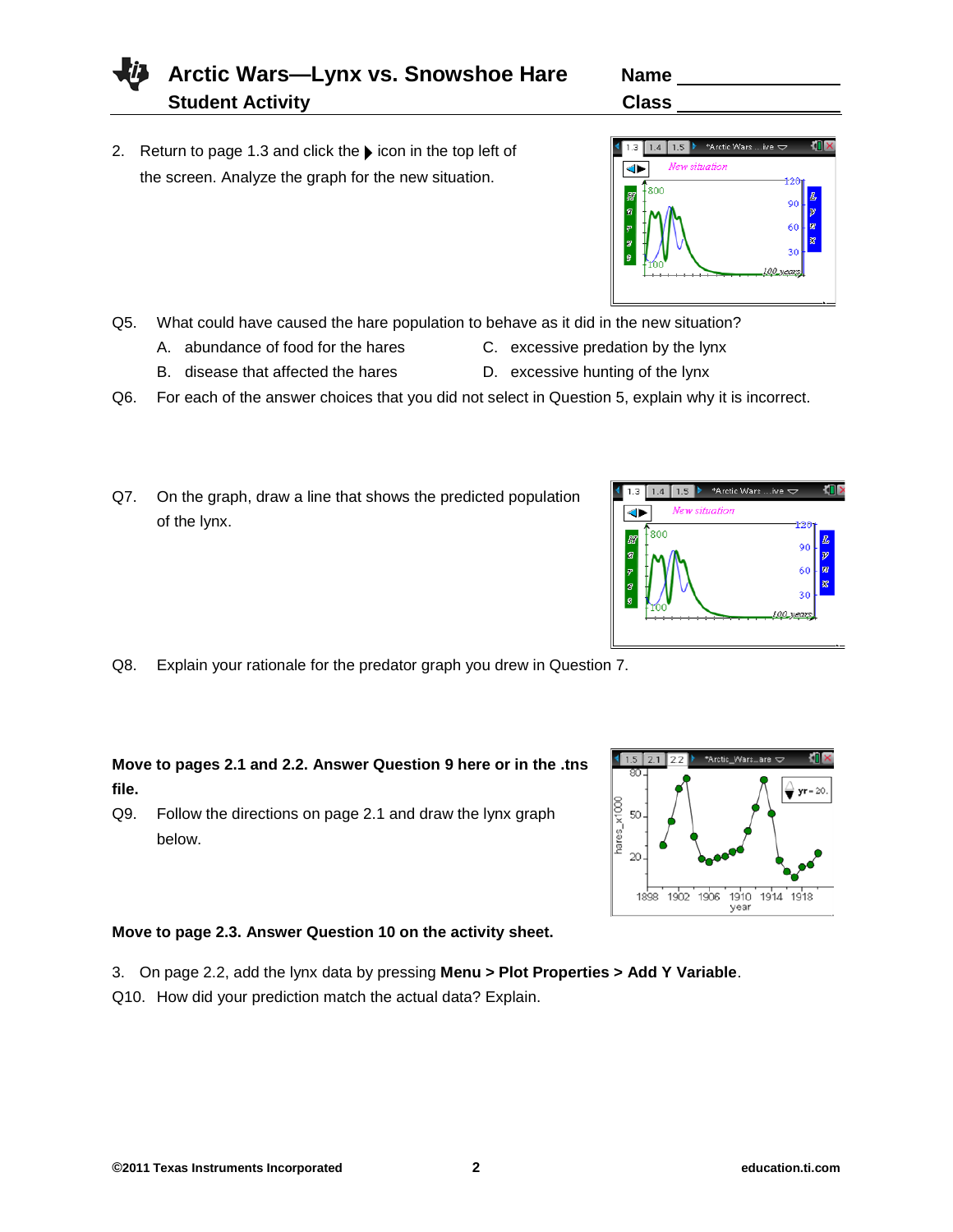2. Return to page 1.3 and click the ▶ icon in the top left of the screen. Analyze the graph for the new situation.

Q5. What could have caused the hare population to behave as it did in the new situation?

A. abundance of food for the hares
B. disease that affected the hares
C. excessive predation by the lynx
D. excessive hunting of the lynx

Q6. For each of the answer choices that you did not select in Question 5, explain why it is incorrect.

Q7. On the graph, draw a line that shows the predicted population of the lynx.

Q8. Explain your rationale for the predator graph you drew in Question 7.

**Move to pages 2.1 and 2.2. Answer Question 9 here or in the .tns file.**

Q9. Follow the directions on page 2.1 and draw the lynx graph below.

**Move to page 2.3. Answer Question 10 on the activity sheet.**

3. On page 2.2, add the lynx data by pressing **Menu > Plot Properties > Add Y Variable**.

Q10. How did your prediction match the actual data? Explain.